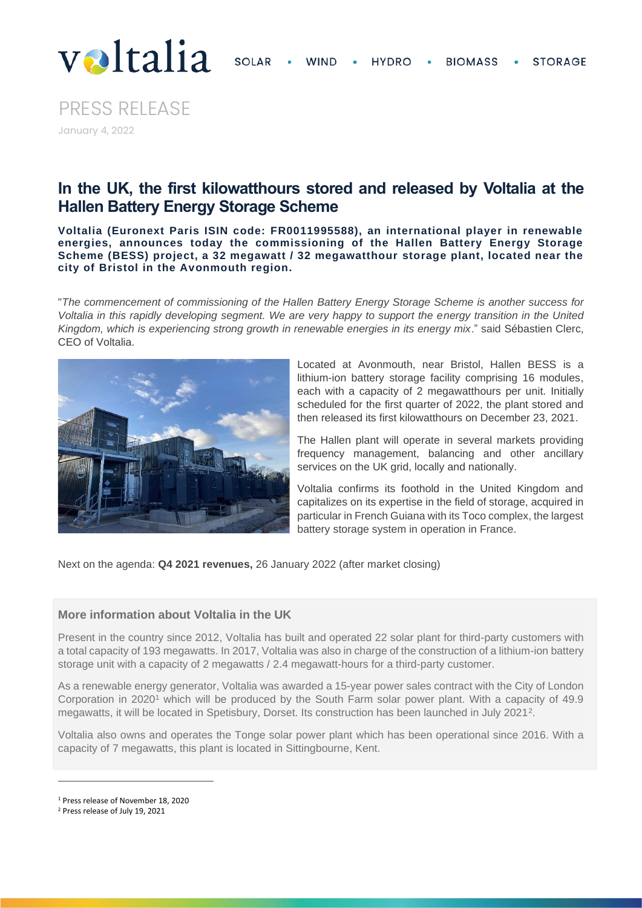# PRESS RELEASE

January 4, 2022

## In the UK, the first kilowatthours stored and released by Voltalia at the Hallen Battery Energy Storage Scheme

**Voltalia (Euronext Paris ISIN code: FR0011995588), an international player in renewable energies, announces today the commissioning of the Hallen Battery Energy Storage Scheme (BESS) project, a 32 megawatt / 32 megawatthour storage plant, located near the city of Bristol in the Avonmouth region.**

"*The commencement of commissioning of the Hallen Battery Energy Storage Scheme is another success for Voltalia in this rapidly developing segment. We are very happy to support the energy transition in the United Kingdom, which is experiencing strong growth in renewable energies in its energy mix*." said Sébastien Clerc, CEO of Voltalia.

Located at Avonmouth, near Bristol, Hallen BESS is a lithium-ion battery storage facility comprising 16 modules, each with a capacity of 2 megawatthours per unit. Initially scheduled for the first quarter of 2022, the plant stored and then released its first kilowatthours on December 23, 2021.

The Hallen plant will operate in several markets providing frequency management, balancing and other ancillary services on the UK grid, locally and nationally.

Voltalia confirms its foothold in the United Kingdom and capitalizes on its expertise in the field of storage, acquired in particular in French Guiana with its Toco complex, the largest battery storage system in operation in France.

Next on the agenda: **Q4 2021 revenues,** 26 January 2022 (after market closing)

### More information about Voltalia in the UK

Present in the country since 2012, Voltalia has built and operated 22 solar plant for third-party customers with a total capacity of 193 megawatts. In 2017, Voltalia was also in charge of the construction of a lithium-ion battery storage unit with a capacity of 2 megawatts / 2.4 megawatt-hours for a third-party customer.

As a renewable energy generator, Voltalia was awarded a 15-year power sales contract with the City of London Corporation in 2020[1] which will be produced by the South Farm solar power plant. With a capacity of 49.9 megawatts, it will be located in Spetisbury, Dorset. Its construction has been launched in July 2021[2].

Voltalia also owns and operates the Tonge solar power plant which has been operational since 2016. With a capacity of 7 megawatts, this plant is located in Sittingbourne, Kent.

---

[1] Press release of November 18, 2020

[2] Press release of July 19, 2021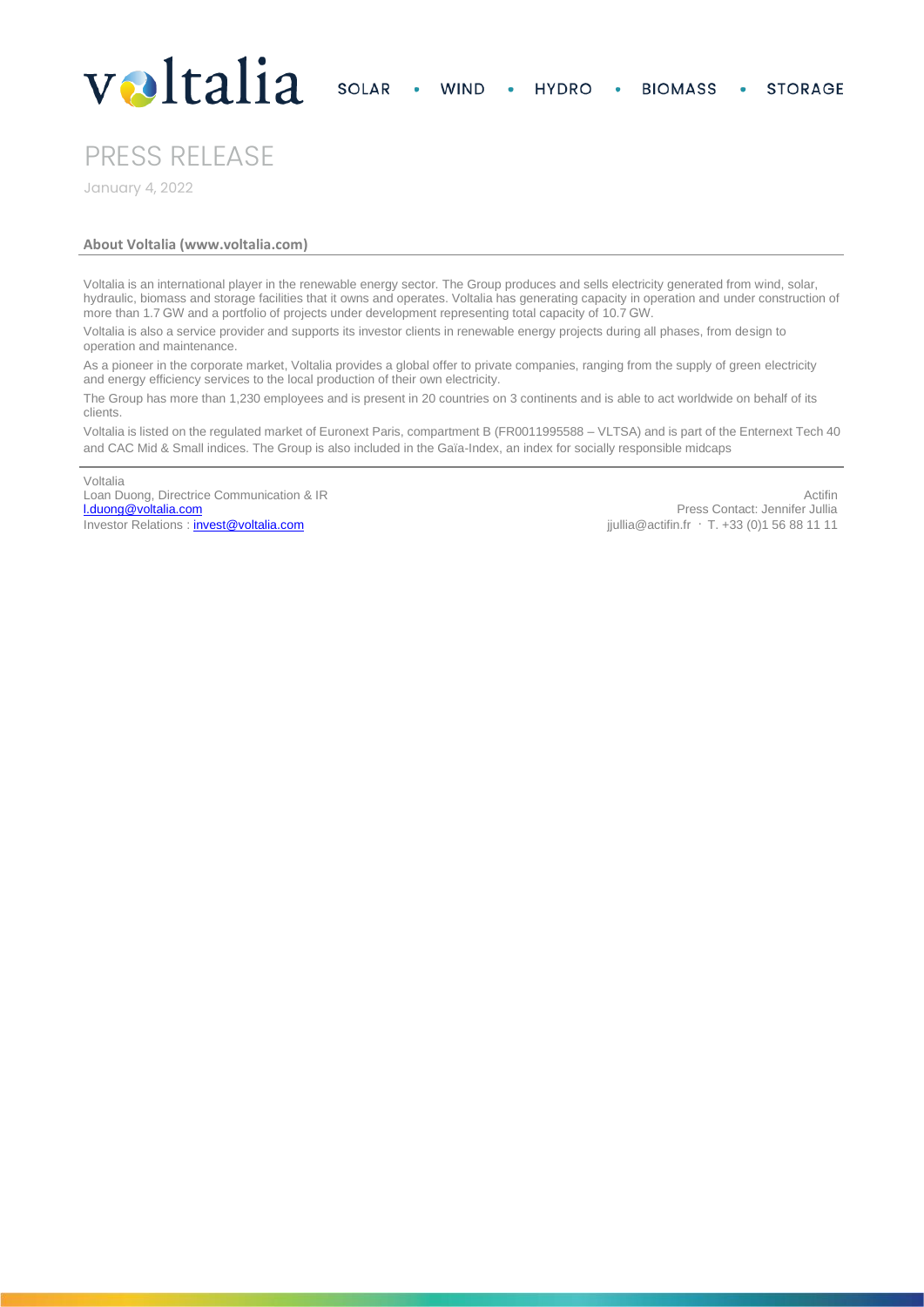# PRESS RELEASE

January 4, 2022

**About Voltalia (www.voltalia.com)**

Voltalia is an international player in the renewable energy sector. The Group produces and sells electricity generated from wind, solar, hydraulic, biomass and storage facilities that it owns and operates. Voltalia has generating capacity in operation and under construction of more than 1.7 GW and a portfolio of projects under development representing total capacity of 10.7 GW.

Voltalia is also a service provider and supports its investor clients in renewable energy projects during all phases, from design to operation and maintenance.

As a pioneer in the corporate market, Voltalia provides a global offer to private companies, ranging from the supply of green electricity and energy efficiency services to the local production of their own electricity.

The Group has more than 1,230 employees and is present in 20 countries on 3 continents and is able to act worldwide on behalf of its clients.

Voltalia is listed on the regulated market of Euronext Paris, compartment B (FR0011995588 – VLTSA) and is part of the Enternext Tech 40 and CAC Mid & Small indices. The Group is also included in the Gaïa-Index, an index for socially responsible midcaps

Voltalia
Loan Duong, Directrice Communication & IR
l.duong@voltalia.com
Investor Relations : invest@voltalia.com

Actifin
Press Contact: Jennifer Jullia
jjullia@actifin.fr · T. +33 (0)1 56 88 11 11